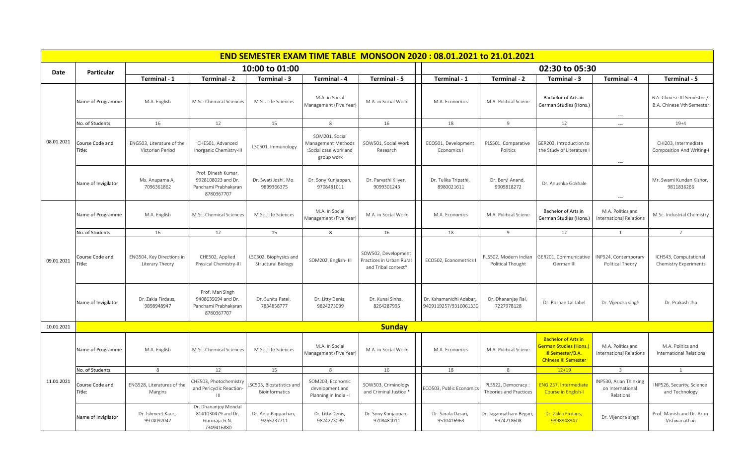# END SEMESTER EXAM TIME TABLE MONSOON 2020 : 08.01.2021 to 21.01.2021

| Date | Particular | 10:00 to 01:00 | | | | | 02:30 to 05:30 | | | | |
|---|---|---|---|---|---|---|---|---|---|---|---|
| | | Terminal - 1 | Terminal - 2 | Terminal - 3 | Terminal - 4 | Terminal - 5 | Terminal - 1 | Terminal - 2 | Terminal - 3 | Terminal - 4 | Terminal - 5 |
| 08.01.2021 | Name of Programme | M.A. English | M.Sc. Chemical Sciences | M.Sc. Life Sciences | M.A. in Social Management (Five Year) | M.A. in Social Work | M.A. Economics | M.A. Political Sciene | Bachelor of Arts in German Studies (Hons.) | --- | B.A. Chinese III Semester / B.A. Chinese Vth Semester |
| | No. of Students: | 16 | 12 | 15 | 8 | 16 | 18 | 9 | 12 | --- | 19+4 |
| | Course Code and Title: | ENG503, Literature of the Victorian Period | CHE501, Advanced Inorganic Chemistry-III | LSC501, Immunology | SOM201, Social Management Methods :Social case work and group work | SOW501, Social Work Research | ECO501, Development Economics I | PLS501, Comparative Politics | GER203, Introduction to the Study of Literature I | --- | CHI203, Intermediate Composition And Writing-I |
| | Name of Invigilator | Ms. Anupama A, 7096361862 | Prof. Dinesh Kumar, 9928108023 and Dr. Panchami Prabhakaran 8780367707 | Dr. Swati Joshi, Mo. 9899366375 | Dr. Sony Kunjappan, 9708481011 | Dr. Parvathi K Iyer, 9099301243 | Dr. Tulika Tripathi, 8980021611 | Dr. Beryl Anand, 9909818272 | Dr. Anushka Gokhale | --- | Mr. Swami Kundan Kishor, 9811836266 |
| 09.01.2021 | Name of Programme | M.A. English | M.Sc. Chemical Sciences | M.Sc. Life Sciences | M.A. in Social Management (Five Year) | M.A. in Social Work | M.A. Economics | M.A. Political Sciene | Bachelor of Arts in German Studies (Hons.) | M.A. Politics and International Relations | M.Sc. Industrial Chemistry |
| | No. of Students: | 16 | 12 | 15 | 8 | 16 | 18 | 9 | 12 | 1 | 7 |
| | Course Code and Title: | ENG504, Key Directions in Literary Theory | CHE502, Applied Physical Chemistry-III | LSC502, Biophysics and Structural Biology | SOM202, English- III | SOW502, Development Practices in Urban Rural and Tribal context* | ECO502, Econometrics I | PLS502, Modern Indian Political Thought | GER201, Communicative German III | INP524, Contemporary Political Theory | ICH543, Computational Chemistry Experiments |
| | Name of Invigilator | Dr. Zakia Firdaus, 9898948947 | Prof. Man Singh 9408635094 and Dr. Panchami Prabhakaran 8780367707 | Dr. Sunita Patel, 7834858777 | Dr. Litty Denis, 9824273099 | Dr. Kunal Sinha, 8264287995 | Dr. Kshamanidhi Adabar, 9409119257/9316061330 | Dr. Dhananjay Rai, 7227978128 | Dr. Roshan Lal Jahel | Dr. Vijendra singh | Dr. Prakash Jha |
| 10.01.2021 | **Sunday** | | | | | | | | | | |
| 11.01.2021 | Name of Programme | M.A. English | M.Sc. Chemical Sciences | M.Sc. Life Sciences | M.A. in Social Management (Five Year) | M.A. in Social Work | M.A. Economics | M.A. Political Sciene | Bachelor of Arts in German Studies (Hons.) III Semester/B.A. Chinese III Semester | M.A. Politics and International Relations | M.A. Politics and International Relations |
| | No. of Students: | 8 | 12 | 15 | 8 | 16 | 18 | 8 | 12+19 | 3 | 1 |
| | Course Code and Title: | ENG528, Literatures of the Margins | CHE503, Photochemistry and Pericyclic Reaction-III | LSC503, Biostatistics and Bioinformatics | SOM203, Economic development and Planning in India - I | SOW503, Criminology and Criminal Justice * | ECO503, Public Economics | PLS522, Democracy : Theories and Practices | ENG 237, Intermediate Course in English-I | INP530, Asian Thinking on International Relations | INP526, Security, Science and Technology |
| | Name of Invigilator | Dr. Ishmeet Kaur, 9974092042 | Dr. Dhananjoy Mondal 8141030479 and Dr. Gururaja G.N. 7349416880 | Dr. Anju Pappachan, 9265237711 | Dr. Litty Denis, 9824273099 | Dr. Sony Kunjappan, 9708481011 | Dr. Sarala Dasari, 9510416963 | Dr. Jagannatham Begari, 9974218608 | Dr. Zakia Firdaus, 9898948947 | Dr. Vijendra singh | Prof. Manish and Dr. Arun Vishwanathan |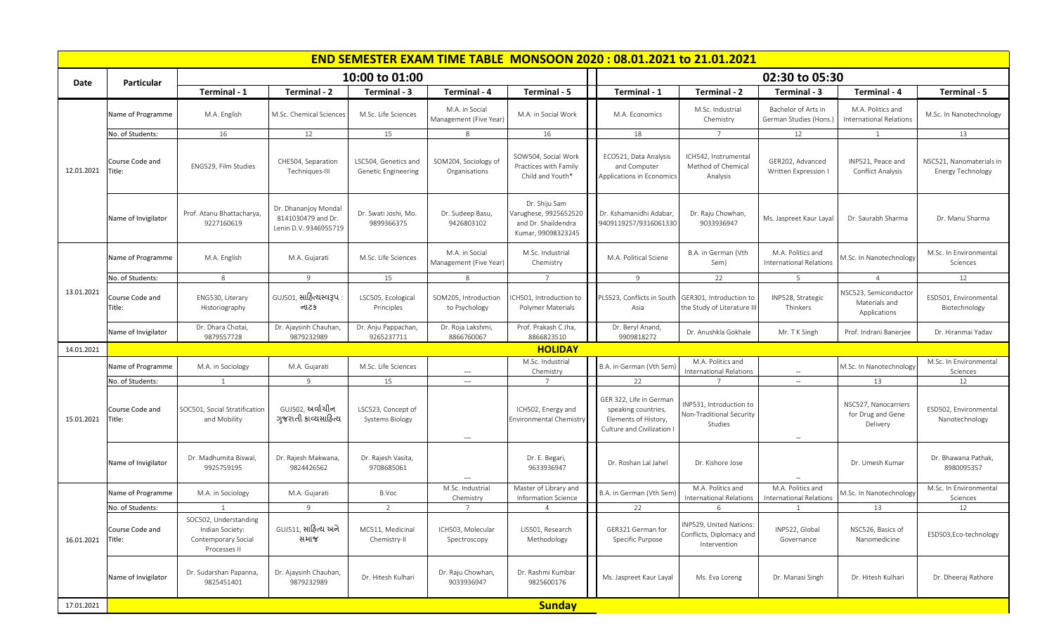# END SEMESTER EXAM TIME TABLE MONSOON 2020 : 08.01.2021 to 21.01.2021

| Date | Particular | 10:00 to 01:00 | | | | | 02:30 to 05:30 | | | | |
|---|---|---|---|---|---|---|---|---|---|---|---|
| | | Terminal - 1 | Terminal - 2 | Terminal - 3 | Terminal - 4 | Terminal - 5 | Terminal - 1 | Terminal - 2 | Terminal - 3 | Terminal - 4 | Terminal - 5 |
| 12.01.2021 | Name of Programme | M.A. English | M.Sc. Chemical Sciences | M.Sc. Life Sciences | M.A. in Social Management (Five Year) | M.A. in Social Work | M.A. Economics | M.Sc. Industrial Chemistry | Bachelor of Arts in German Studies (Hons.) | M.A. Politics and International Relations | M.Sc. In Nanotechnology |
| | No. of Students: | 16 | 12 | 15 | 8 | 16 | 18 | 7 | 12 | 1 | 13 |
| | Course Code and Title: | ENG529, Film Studies | CHE504, Separation Techniques-III | LSC504, Genetics and Genetic Engineering | SOM204, Sociology of Organisations | SOW504, Social Work Practices with Family Child and Youth* | ECO521, Data Analysis and Computer Applications in Economics | ICH542, Instrumental Method of Chemical Analysis | GER202, Advanced Written Expression I | INP521, Peace and Conflict Analysis | NSC521, Nanomaterials in Energy Technology |
| | Name of Invigilator | Prof. Atanu Bhattacharya, 9227160619 | Dr. Dhananjoy Mondal 8141030479 and Dr. Lenin D.V. 9346955719 | Dr. Swati Joshi, Mo. 9899366375 | Dr. Sudeep Basu, 9426803102 | Dr. Shiju Sam Varughese, 9925652520 and Dr. Shaildendra Kumar, 99098323245 | Dr. Kshamanidhi Adabar, 9409119257/9316061330 | Dr. Raju Chowhan, 9033936947 | Ms. Jaspreet Kaur Layal | Dr. Saurabh Sharma | Dr. Manu Sharma |
| 13.01.2021 | Name of Programme | M.A. English | M.A. Gujarati | M.Sc. Life Sciences | M.A. in Social Management (Five Year) | M.Sc. Industrial Chemistry | M.A. Political Sciene | B.A. in German (Vth Sem) | M.A. Politics and International Relations | M.Sc. In Nanotechnology | M.Sc. In Environmental Sciences |
| | No. of Students: | 8 | 9 | 15 | 8 | 7 | 9 | 22 | 5 | 4 | 12 |
| | Course Code and Title: | ENG530, Literary Historiography | GUJ501, સાહિત્યસ્વરૂપ : નાટક | LSC505, Ecological Principles | SOM205, Introduction to Psychology | ICH501, Introduction to Polymer Materials | PLS523, Conflicts in South Asia | GER301, Introduction to the Study of Literature III | INP528, Strategic Thinkers | NSC523, Semiconductor Materials and Applications | ESD501, Environmental Biotechnology |
| | Name of Invigilator | Dr. Dhara Chotai, 9879557728 | Dr. Ajaysinh Chauhan, 9879232989 | Dr. Anju Pappachan, 9265237711 | Dr. Roja Lakshmi, 8866760067 | Prof. Prakash C Jha, 8866823510 | Dr. Beryl Anand, 9909818272 | Dr. Anushkla Gokhale | Mr. T K Singh | Prof. Indrani Banerjee | Dr. Hiranmai Yadav |
| 14.01.2021 | **HOLIDAY** | | | | | | | | | | |
| 15.01.2021 | Name of Programme | M.A. in Sociology | M.A. Gujarati | M.Sc. Life Sciences | --- | M.Sc. Industrial Chemistry | B.A. in German (Vth Sem) | M.A. Politics and International Relations | -- | M.Sc. In Nanotechnology | M.Sc. In Environmental Sciences |
| | No. of Students: | 1 | 9 | 15 | --- | 7 | 22 | 7 | -- | 13 | 12 |
| | Course Code and Title: | SOC501, Social Stratification and Mobility | GUJ502, અર્વાચીન ગુજરાતી કાવ્યસાહિત્ય | LSC523, Concept of Systems Biology | --- | ICH502, Energy and Environmental Chemistry | GER 322, Life in German speaking countries, Elements of History, Culture and Civilization I | INP531, Introduction to Non-Traditional Security Studies | -- | NSC527, Nanocarriers for Drug and Gene Delivery | ESD502, Environmental Nanotechnology |
| | Name of Invigilator | Dr. Madhumita Biswal, 9925759195 | Dr. Rajesh Makwana, 9824426562 | Dr. Rajesh Vasita, 9708685061 | --- | Dr. E. Begari, 9633936947 | Dr. Roshan Lal Jahel | Dr. Kishore Jose | -- | Dr. Umesh Kumar | Dr. Bhawana Pathak, 8980095357 |
| 16.01.2021 | Name of Programme | M.A. in Sociology | M.A. Gujarati | B.Voc | M.Sc. Industrial Chemistry | Master of Library and Information Science | B.A. in German (Vth Sem) | M.A. Politics and International Relations | M.A. Politics and International Relations | M.Sc. In Nanotechnology | M.Sc. In Environmental Sciences |
| | No. of Students: | 1 | 9 | 2 | 7 | 4 | 22 | 6 | 1 | 13 | 12 |
| | Course Code and Title: | SOC502, Understanding Indian Society: Contemporary Social Processes II | GUJ511, સાહિત્ય અને સમાજ | MC511, Medicinal Chemistry-II | ICH503, Molecular Spectroscopy | LIS501, Research Methodology | GER321 German for Specific Purpose | INP529, United Nations: Conflicts, Diplomacy and Intervention | INP522, Global Governance | NSC526, Basics of Nanomedicine | ESD503,Eco-technology |
| | Name of Invigilator | Dr. Sudarshan Papanna, 9825451401 | Dr. Ajaysinh Chauhan, 9879232989 | Dr. Hitesh Kulhari | Dr. Raju Chowhan, 9033936947 | Dr. Rashmi Kumbar 9825600176 | Ms. Jaspreet Kaur Layal | Ms. Eva Loreng | Dr. Manasi Singh | Dr. Hitesh Kulhari | Dr. Dheeraj Rathore |
| 17.01.2021 | **Sunday** | | | | | | | | | | |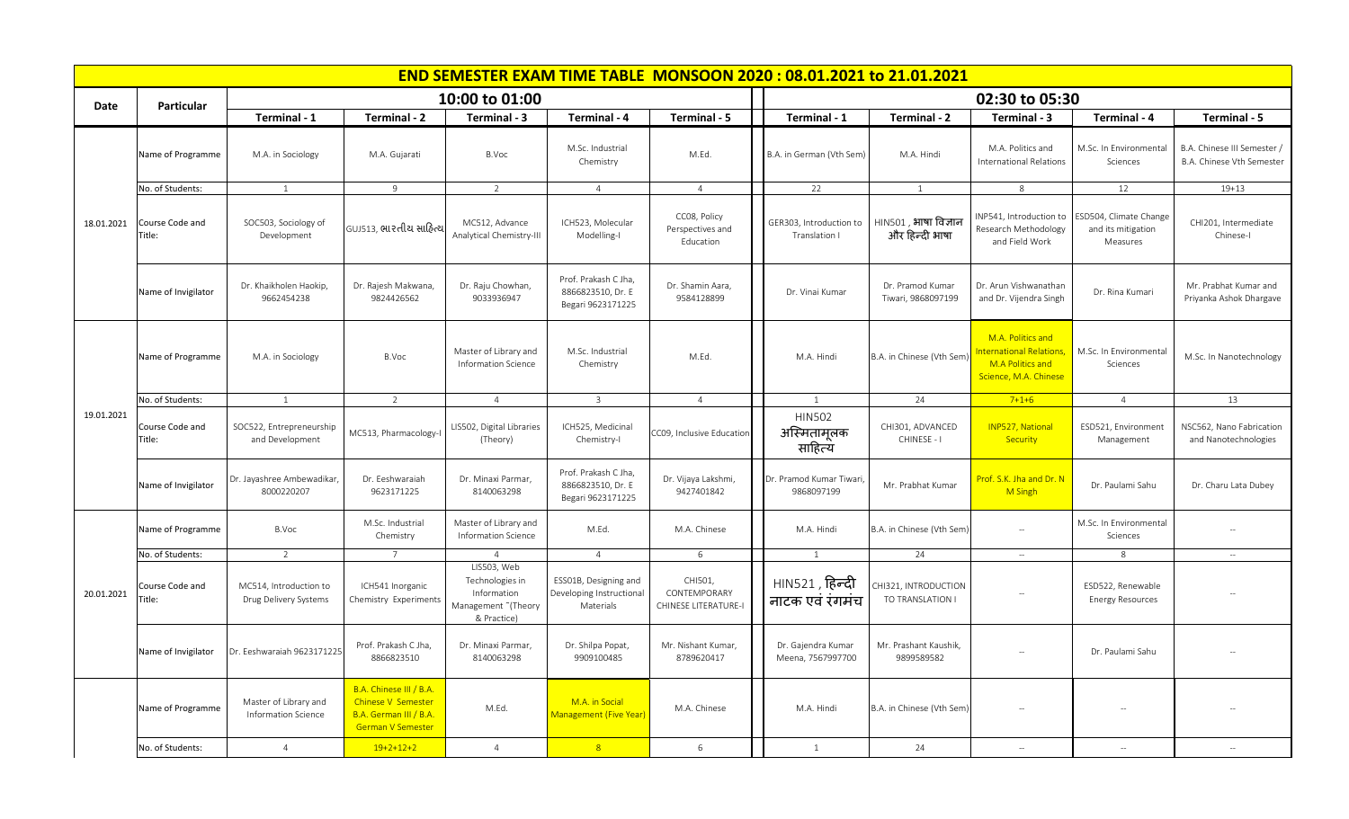# END SEMESTER EXAM TIME TABLE MONSOON 2020 : 08.01.2021 to 21.01.2021

| Date | Particular | 10:00 to 01:00 | | | | | 02:30 to 05:30 | | | | |
|---|---|---|---|---|---|---|---|---|---|---|---|
| | | Terminal - 1 | Terminal - 2 | Terminal - 3 | Terminal - 4 | Terminal - 5 | Terminal - 1 | Terminal - 2 | Terminal - 3 | Terminal - 4 | Terminal - 5 |
| 18.01.2021 | Name of Programme | M.A. in Sociology | M.A. Gujarati | B.Voc | M.Sc. Industrial Chemistry | M.Ed. | B.A. in German (Vth Sem) | M.A. Hindi | M.A. Politics and International Relations | M.Sc. in Environmental Sciences | B.A. Chinese III Semester / B.A. Chinese Vth Semester |
| | No. of Students: | 1 | 9 | 2 | 4 | 4 | 22 | 1 | 8 | 12 | 19+13 |
| | Course Code and Title: | SOC503, Sociology of Development | GUJ513, ભારતીય સાહિત્ય | MC512, Advance Analytical Chemistry-III | ICH523, Molecular Modelling-I | CC08, Policy Perspectives and Education | GER303, Introduction to Translation I | HIN501 , भाषा विज्ञान और हिन्दी भाषा | INP541, Introduction to Research Methodology and Field Work | ESD504, Climate Change and its mitigation Measures | CHI201, Intermediate Chinese-I |
| | Name of Invigilator | Dr. Khaikholen Haokip, 9662454238 | Dr. Rajesh Makwana, 9824426562 | Dr. Raju Chowhan, 9033936947 | Prof. Prakash C Jha, 8866823510, Dr. E Begari 9623171225 | Dr. Shamin Aara, 9584128899 | Dr. Vinai Kumar | Dr. Pramod Kumar Tiwari, 9868097199 | Dr. Arun Vishwanathan and Dr. Vijendra Singh | Dr. Rina Kumari | Mr. Prabhat Kumar and Priyanka Ashok Dhargave |
| 19.01.2021 | Name of Programme | M.A. in Sociology | B.Voc | Master of Library and Information Science | M.Sc. Industrial Chemistry | M.Ed. | M.A. Hindi | B.A. in Chinese (Vth Sem) | M.A. Politics and International Relations, M.A Politics and Science, M.A. Chinese | M.Sc. In Environmental Sciences | M.Sc. In Nanotechnology |
| | No. of Students: | 1 | 2 | 4 | 3 | 4 | 1 | 24 | 7+1+6 | 4 | 13 |
| | Course Code and Title: | SOC522, Entrepreneurship and Development | MC513, Pharmacology-I | LIS502, Digital Libraries (Theory) | ICH525, Medicinal Chemistry-I | CC09, Inclusive Education | HIN502 अस्मितामूलक साहित्य | CHI301, ADVANCED CHINESE - I | INP527, National Security | ESD521, Environment Management | NSC562, Nano Fabrication and Nanotechnologies |
| | Name of Invigilator | Dr. Jayashree Ambewadikar, 8000220207 | Dr. Eeshwaraiah 9623171225 | Dr. Minaxi Parmar, 8140063298 | Prof. Prakash C Jha, 8866823510, Dr. E Begari 9623171225 | Dr. Vijaya Lakshmi, 9427401842 | Dr. Pramod Kumar Tiwari, 9868097199 | Mr. Prabhat Kumar | Prof. S.K. Jha and Dr. N M Singh | Dr. Paulami Sahu | Dr. Charu Lata Dubey |
| 20.01.2021 | Name of Programme | B.Voc | M.Sc. Industrial Chemistry | Master of Library and Information Science | M.Ed. | M.A. Chinese | M.A. Hindi | B.A. in Chinese (Vth Sem) | -- | M.Sc. In Environmental Sciences | -- |
| | No. of Students: | 2 | 7 | 4 | 4 | 6 | 1 | 24 | -- | 8 | -- |
| | Course Code and Title: | MC514, Introduction to Drug Delivery Systems | ICH541 Inorganic Chemistry Experiments | LIS503, Web Technologies in Information Management "(Theory & Practice) | ESS01B, Designing and Developing Instructional Materials | CHI501, CONTEMPORARY CHINESE LITERATURE-I | HIN521 , हिन्दी नाटक एवं रंगमंच | CHI321, INTRODUCTION TO TRANSLATION I | -- | ESD522, Renewable Energy Resources | -- |
| | Name of Invigilator | Dr. Eeshwaraiah 9623171225 | Prof. Prakash C Jha, 8866823510 | Dr. Minaxi Parmar, 8140063298 | Dr. Shilpa Popat, 9909100485 | Mr. Nishant Kumar, 8789620417 | Dr. Gajendra Kumar Meena, 7567997700 | Mr. Prashant Kaushik, 9899589582 | -- | Dr. Paulami Sahu | -- |
| | Name of Programme | Master of Library and Information Science | B.A. Chinese III / B.A. Chinese V Semester B.A. German III / B.A. German V Semester | M.Ed. | M.A. in Social Management (Five Year) | M.A. Chinese | M.A. Hindi | B.A. in Chinese (Vth Sem) | -- | -- | -- |
| | No. of Students: | 4 | 19+2+12+2 | 4 | 8 | 6 | 1 | 24 | -- | -- | -- |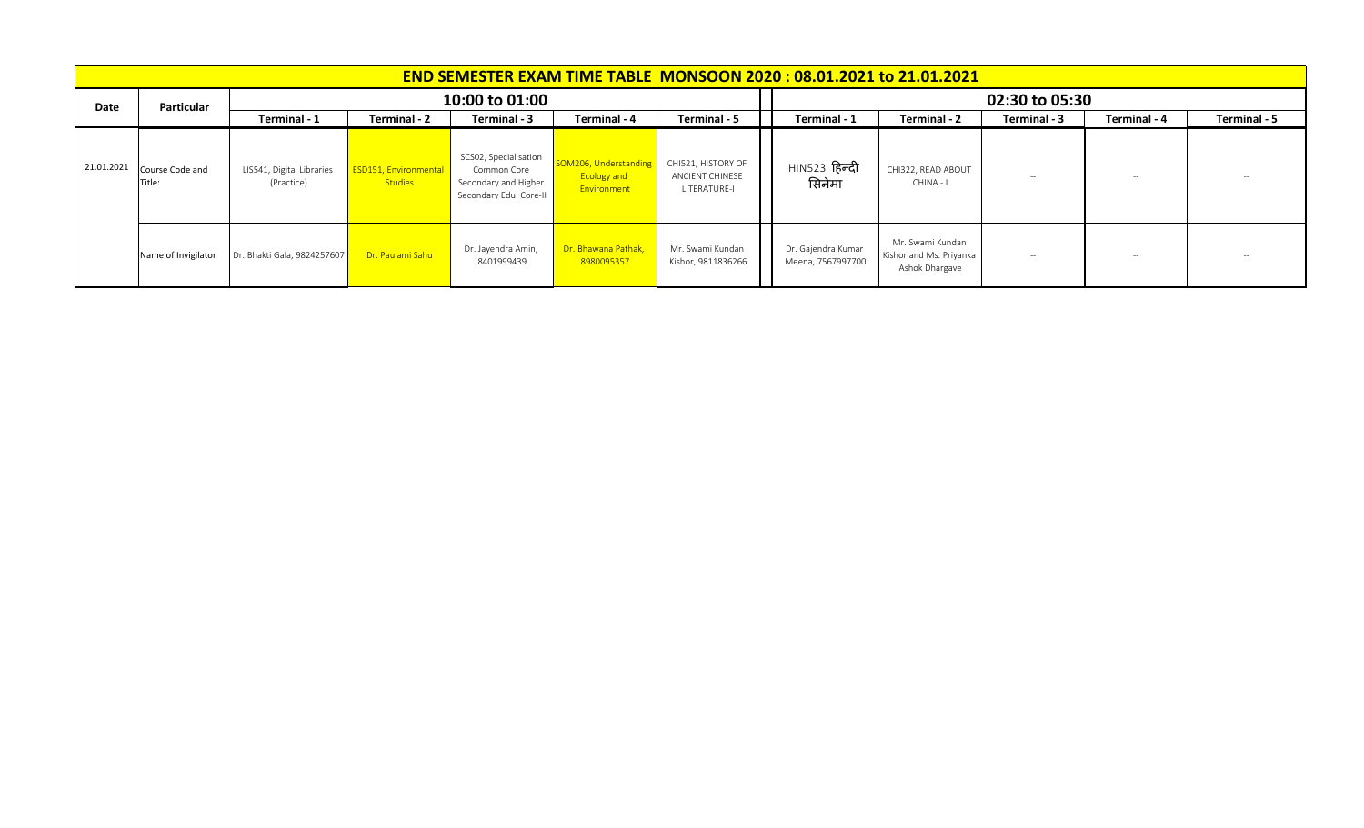| END SEMESTER EXAM TIME TABLE MONSOON 2020 : 08.01.2021 to 21.01.2021 | | | | | | | | | | | |
|---|---|---|---|---|---|---|---|---|---|---|---|
| Date | Particular | 10:00 to 01:00 | | | | | 02:30 to 05:30 | | | | |
| | | Terminal - 1 | Terminal - 2 | Terminal - 3 | Terminal - 4 | Terminal - 5 | Terminal - 1 | Terminal - 2 | Terminal - 3 | Terminal - 4 | Terminal - 5 |
| 21.01.2021 | Course Code and Title: | LIS541, Digital Libraries (Practice) | ESD151, Environmental Studies | SCS02, Specialisation Common Core Secondary and Higher Secondary Edu. Core-II | SOM206, Understanding Ecology and Environment | CHI521, HISTORY OF ANCIENT CHINESE LITERATURE-I | HIN523 हिन्दी सिनेमा | CHI322, READ ABOUT CHINA - I | -- | -- | -- |
| | Name of Invigilator | Dr. Bhakti Gala, 9824257607 | Dr. Paulami Sahu | Dr. Jayendra Amin, 8401999439 | Dr. Bhawana Pathak, 8980095357 | Mr. Swami Kundan Kishor, 9811836266 | Dr. Gajendra Kumar Meena, 7567997700 | Mr. Swami Kundan Kishor and Ms. Priyanka Ashok Dhargave | -- | -- | -- |